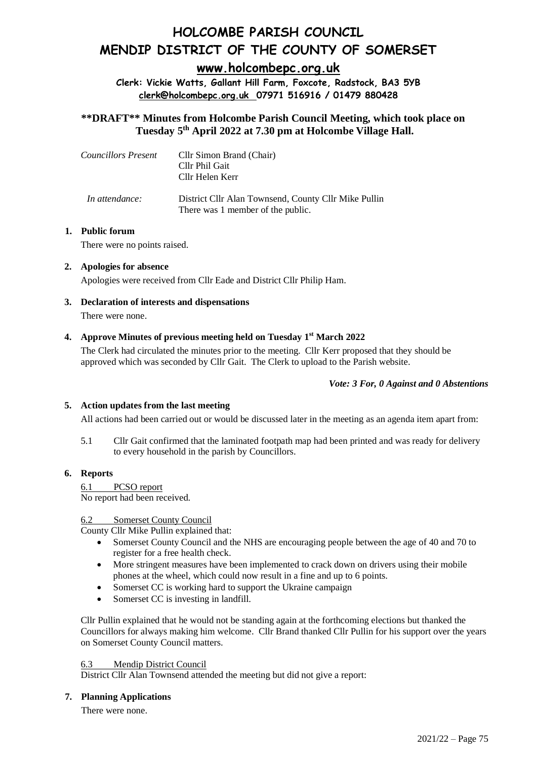# HOLCOMBE PARISH COUNCIL

# MENDIP DISTRICT OF THE COUNTY OF SOMERSET

## www.holcombepc.org.uk

**Clerk: Vickie Watts, Gallant Hill Farm, Foxcote, Radstock, BA3 5YB**
**clerk@holcombepc.org.uk 07971 516916 / 01479 880428**

### **\*\*DRAFT\*\* Minutes from Holcombe Parish Council Meeting, which took place on Tuesday 5th April 2022 at 7.30 pm at Holcombe Village Hall.**

| | |
|---|---|
| *Councillors Present* | Cllr Simon Brand (Chair)<br>Cllr Phil Gait<br>Cllr Helen Kerr |
| *In attendance:* | District Cllr Alan Townsend, County Cllr Mike Pullin<br>There was 1 member of the public. |

**1. Public forum**

There were no points raised.

**2. Apologies for absence**

Apologies were received from Cllr Eade and District Cllr Philip Ham.

**3. Declaration of interests and dispensations**

There were none.

**4. Approve Minutes of previous meeting held on Tuesday 1st March 2022**

The Clerk had circulated the minutes prior to the meeting. Cllr Kerr proposed that they should be approved which was seconded by Cllr Gait. The Clerk to upload to the Parish website.

***Vote: 3 For, 0 Against and 0 Abstentions***

**5. Action updates from the last meeting**

All actions had been carried out or would be discussed later in the meeting as an agenda item apart from:

5.1 Cllr Gait confirmed that the laminated footpath map had been printed and was ready for delivery to every household in the parish by Councillors.

**6. Reports**

6.1 PCSO report

No report had been received.

6.2 Somerset County Council

County Cllr Mike Pullin explained that:

- Somerset County Council and the NHS are encouraging people between the age of 40 and 70 to register for a free health check.
- More stringent measures have been implemented to crack down on drivers using their mobile phones at the wheel, which could now result in a fine and up to 6 points.
- Somerset CC is working hard to support the Ukraine campaign
- Somerset CC is investing in landfill.

Cllr Pullin explained that he would not be standing again at the forthcoming elections but thanked the Councillors for always making him welcome. Cllr Brand thanked Cllr Pullin for his support over the years on Somerset County Council matters.

6.3 Mendip District Council

District Cllr Alan Townsend attended the meeting but did not give a report:

**7. Planning Applications**

There were none.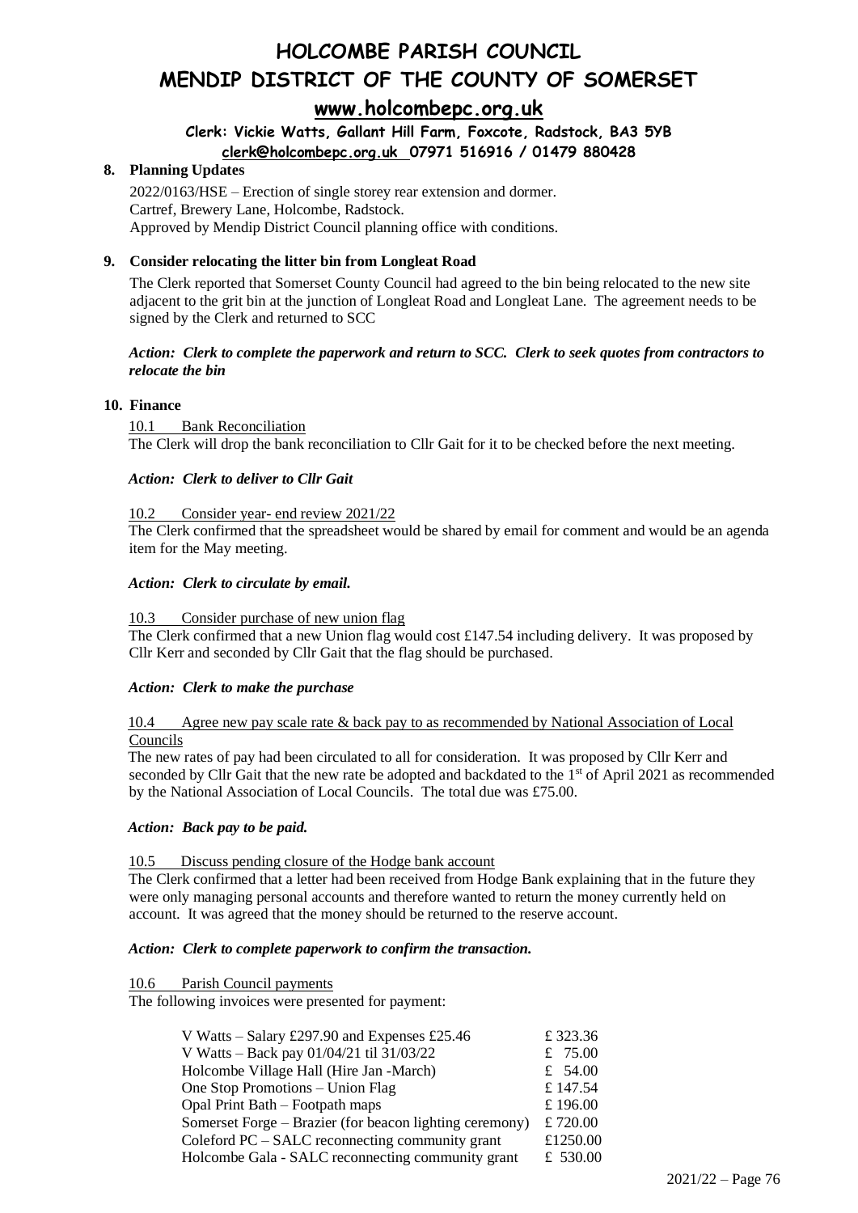# HOLCOMBE PARISH COUNCIL

# MENDIP DISTRICT OF THE COUNTY OF SOMERSET

## www.holcombepc.org.uk

**Clerk: Vickie Watts, Gallant Hill Farm, Foxcote, Radstock, BA3 5YB**

**clerk@holcombepc.org.uk 07971 516916 / 01479 880428**

**8. Planning Updates**

2022/0163/HSE – Erection of single storey rear extension and dormer.
Cartref, Brewery Lane, Holcombe, Radstock.
Approved by Mendip District Council planning office with conditions.

**9. Consider relocating the litter bin from Longleat Road**

The Clerk reported that Somerset County Council had agreed to the bin being relocated to the new site adjacent to the grit bin at the junction of Longleat Road and Longleat Lane. The agreement needs to be signed by the Clerk and returned to SCC

***Action: Clerk to complete the paperwork and return to SCC. Clerk to seek quotes from contractors to relocate the bin***

**10. Finance**

10.1 Bank Reconciliation

The Clerk will drop the bank reconciliation to Cllr Gait for it to be checked before the next meeting.

***Action: Clerk to deliver to Cllr Gait***

10.2 Consider year- end review 2021/22

The Clerk confirmed that the spreadsheet would be shared by email for comment and would be an agenda item for the May meeting.

***Action: Clerk to circulate by email.***

10.3 Consider purchase of new union flag

The Clerk confirmed that a new Union flag would cost £147.54 including delivery. It was proposed by Cllr Kerr and seconded by Cllr Gait that the flag should be purchased.

***Action: Clerk to make the purchase***

10.4 Agree new pay scale rate & back pay to as recommended by National Association of Local Councils

The new rates of pay had been circulated to all for consideration. It was proposed by Cllr Kerr and seconded by Cllr Gait that the new rate be adopted and backdated to the 1st of April 2021 as recommended by the National Association of Local Councils. The total due was £75.00.

***Action: Back pay to be paid.***

10.5 Discuss pending closure of the Hodge bank account

The Clerk confirmed that a letter had been received from Hodge Bank explaining that in the future they were only managing personal accounts and therefore wanted to return the money currently held on account. It was agreed that the money should be returned to the reserve account.

***Action: Clerk to complete paperwork to confirm the transaction.***

10.6 Parish Council payments

The following invoices were presented for payment:

| | |
|---|---|
| V Watts – Salary £297.90 and Expenses £25.46 | £ 323.36 |
| V Watts – Back pay 01/04/21 til 31/03/22 | £ 75.00 |
| Holcombe Village Hall (Hire Jan -March) | £ 54.00 |
| One Stop Promotions – Union Flag | £ 147.54 |
| Opal Print Bath – Footpath maps | £ 196.00 |
| Somerset Forge – Brazier (for beacon lighting ceremony) | £ 720.00 |
| Coleford PC – SALC reconnecting community grant | £1250.00 |
| Holcombe Gala - SALC reconnecting community grant | £ 530.00 |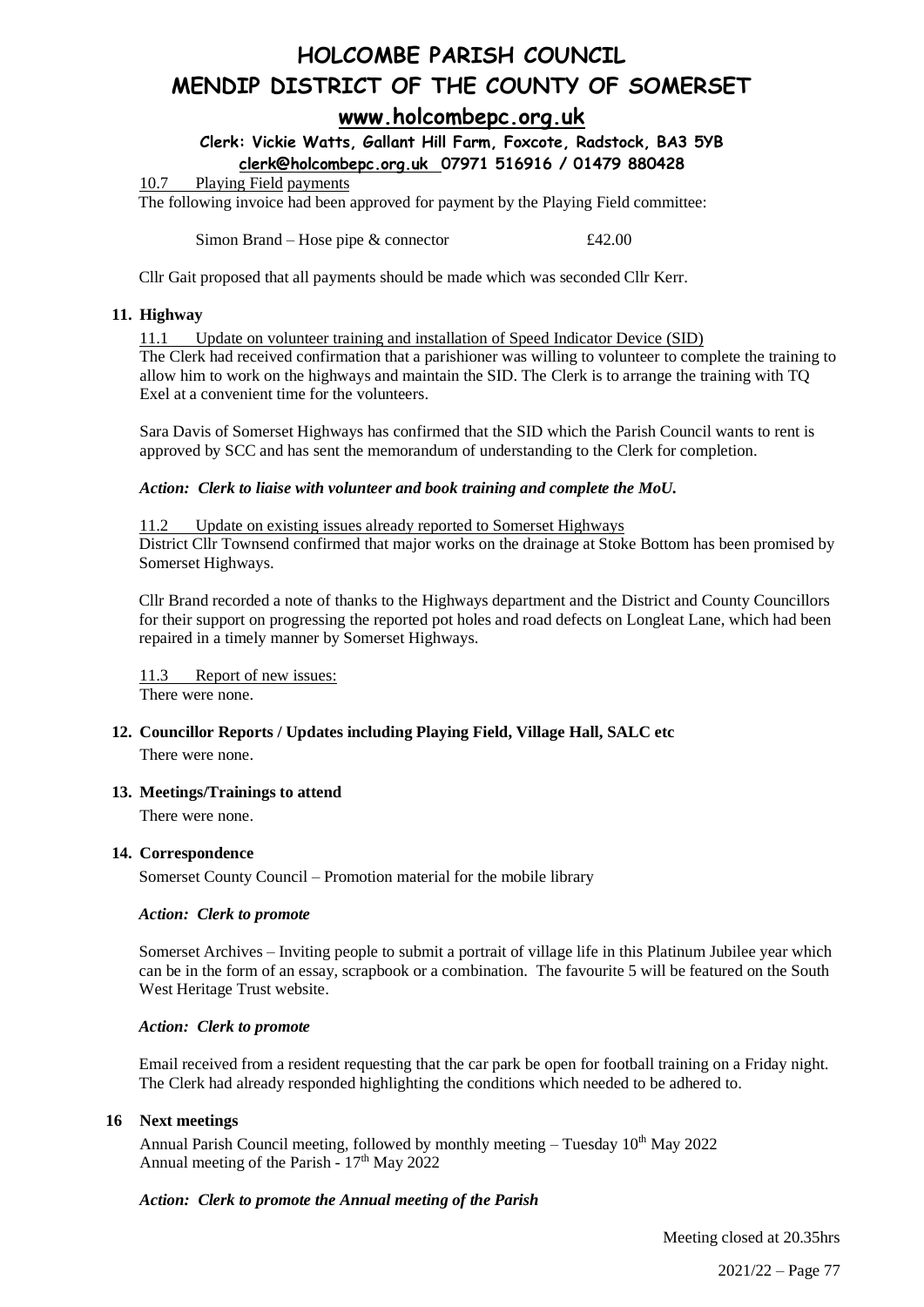# HOLCOMBE PARISH COUNCIL

# MENDIP DISTRICT OF THE COUNTY OF SOMERSET

## www.holcombepc.org.uk

**Clerk: Vickie Watts, Gallant Hill Farm, Foxcote, Radstock, BA3 5YB**
**clerk@holcombepc.org.uk 07971 516916 / 01479 880428**

10.7 Playing Field payments

The following invoice had been approved for payment by the Playing Field committee:

| | |
|---|---|
| Simon Brand – Hose pipe & connector | £42.00 |

Cllr Gait proposed that all payments should be made which was seconded Cllr Kerr.

### 11. Highway

11.1 Update on volunteer training and installation of Speed Indicator Device (SID)

The Clerk had received confirmation that a parishioner was willing to volunteer to complete the training to allow him to work on the highways and maintain the SID. The Clerk is to arrange the training with TQ Exel at a convenient time for the volunteers.

Sara Davis of Somerset Highways has confirmed that the SID which the Parish Council wants to rent is approved by SCC and has sent the memorandum of understanding to the Clerk for completion.

***Action: Clerk to liaise with volunteer and book training and complete the MoU.***

11.2 Update on existing issues already reported to Somerset Highways

District Cllr Townsend confirmed that major works on the drainage at Stoke Bottom has been promised by Somerset Highways.

Cllr Brand recorded a note of thanks to the Highways department and the District and County Councillors for their support on progressing the reported pot holes and road defects on Longleat Lane, which had been repaired in a timely manner by Somerset Highways.

11.3 Report of new issues:

There were none.

### 12. Councillor Reports / Updates including Playing Field, Village Hall, SALC etc

There were none.

### 13. Meetings/Trainings to attend

There were none.

### 14. Correspondence

Somerset County Council – Promotion material for the mobile library

***Action: Clerk to promote***

Somerset Archives – Inviting people to submit a portrait of village life in this Platinum Jubilee year which can be in the form of an essay, scrapbook or a combination. The favourite 5 will be featured on the South West Heritage Trust website.

***Action: Clerk to promote***

Email received from a resident requesting that the car park be open for football training on a Friday night. The Clerk had already responded highlighting the conditions which needed to be adhered to.

### 16 Next meetings

Annual Parish Council meeting, followed by monthly meeting – Tuesday 10th May 2022
Annual meeting of the Parish - 17th May 2022

***Action: Clerk to promote the Annual meeting of the Parish***

Meeting closed at 20.35hrs

2021/22 – Page 77